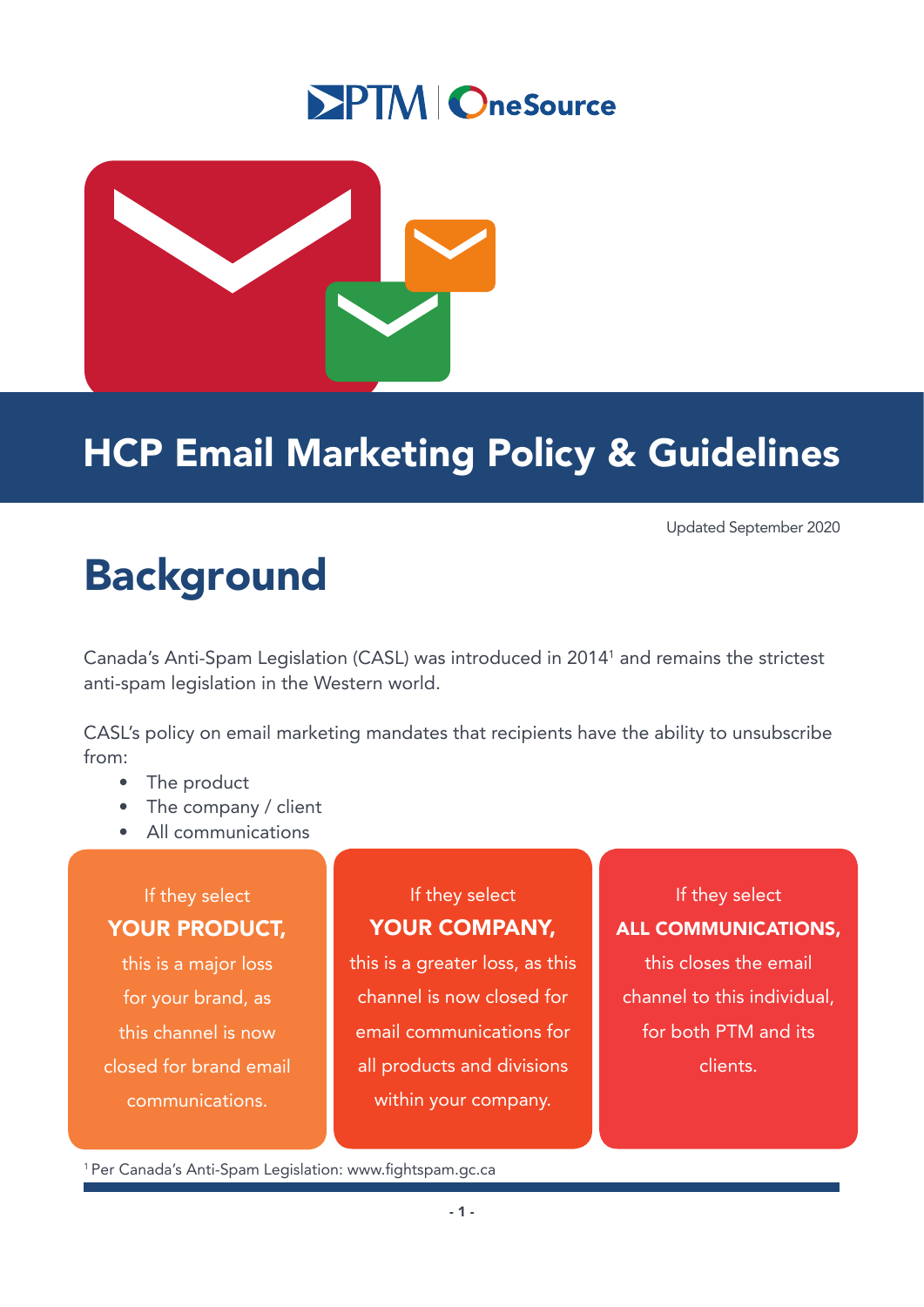# HCP Email Marketing Policy & Guidelines

Updated September 2020

## Background

Canada's Anti-Spam Legislation (CASL) was introduced in 2014[1] and remains the strictest anti-spam legislation in the Western world.

CASL's policy on email marketing mandates that recipients have the ability to unsubscribe from:

- The product
- The company / client
- All communications

If they select **YOUR PRODUCT,** this is a major loss for your brand, as this channel is now closed for brand email communications.

If they select **YOUR COMPANY,** this is a greater loss, as this channel is now closed for email communications for all products and divisions within your company.

If they select **ALL COMMUNICATIONS,** this closes the email channel to this individual, for both PTM and its clients.

[1] Per Canada's Anti-Spam Legislation: www.fightspam.gc.ca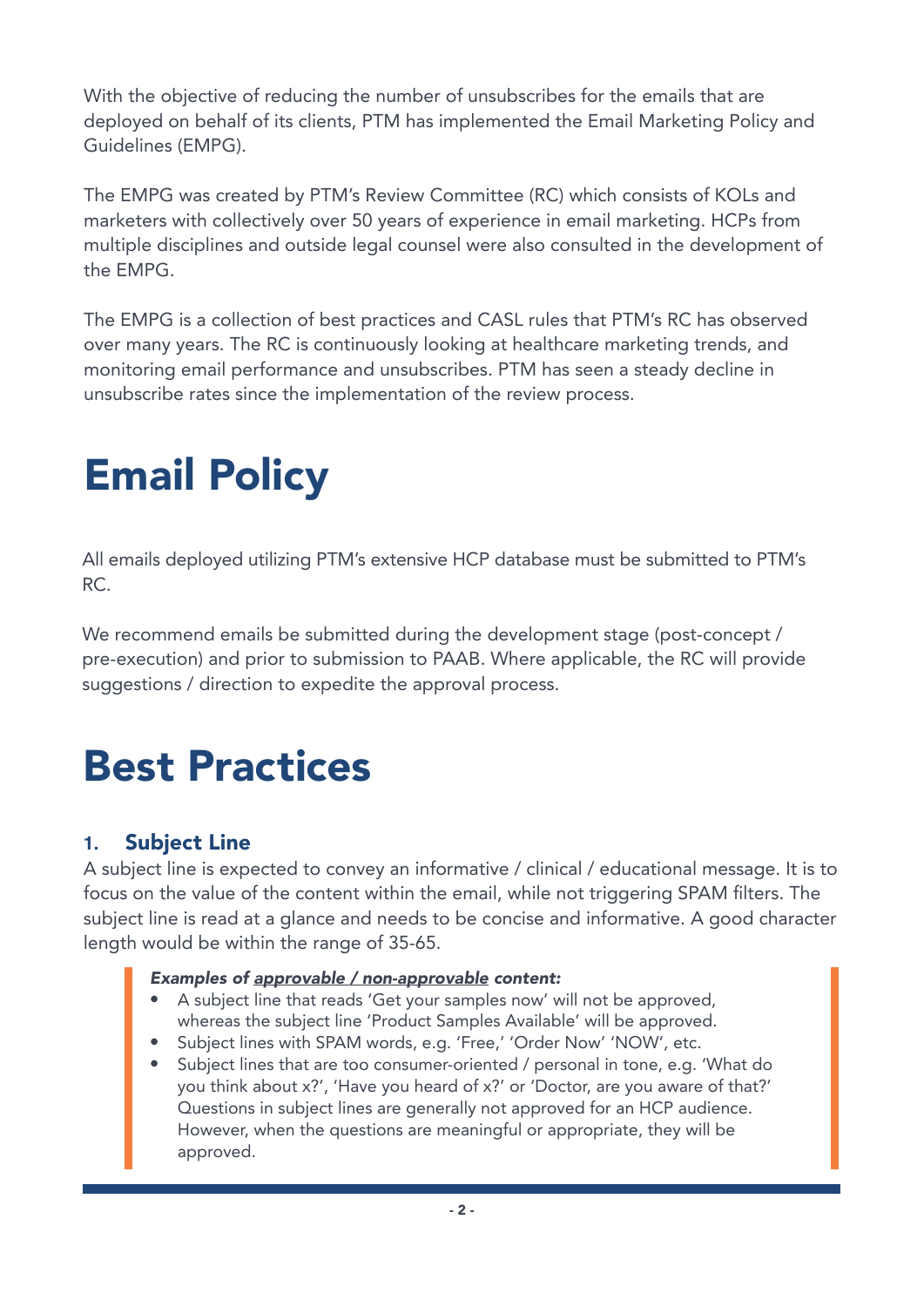With the objective of reducing the number of unsubscribes for the emails that are deployed on behalf of its clients, PTM has implemented the Email Marketing Policy and Guidelines (EMPG).

The EMPG was created by PTM's Review Committee (RC) which consists of KOLs and marketers with collectively over 50 years of experience in email marketing. HCPs from multiple disciplines and outside legal counsel were also consulted in the development of the EMPG.

The EMPG is a collection of best practices and CASL rules that PTM's RC has observed over many years. The RC is continuously looking at healthcare marketing trends, and monitoring email performance and unsubscribes. PTM has seen a steady decline in unsubscribe rates since the implementation of the review process.

# Email Policy

All emails deployed utilizing PTM's extensive HCP database must be submitted to PTM's RC.

We recommend emails be submitted during the development stage (post-concept / pre-execution) and prior to submission to PAAB. Where applicable, the RC will provide suggestions / direction to expedite the approval process.

# Best Practices

## 1. Subject Line

A subject line is expected to convey an informative / clinical / educational message. It is to focus on the value of the content within the email, while not triggering SPAM filters. The subject line is read at a glance and needs to be concise and informative. A good character length would be within the range of 35-65.

> ***Examples of <u>approvable / non-approvable</u> content:***
>
> - A subject line that reads 'Get your samples now' will not be approved, whereas the subject line 'Product Samples Available' will be approved.
> - Subject lines with SPAM words, e.g. 'Free,' 'Order Now' 'NOW', etc.
> - Subject lines that are too consumer-oriented / personal in tone, e.g. 'What do you think about x?', 'Have you heard of x?' or 'Doctor, are you aware of that?' Questions in subject lines are generally not approved for an HCP audience. However, when the questions are meaningful or appropriate, they will be approved.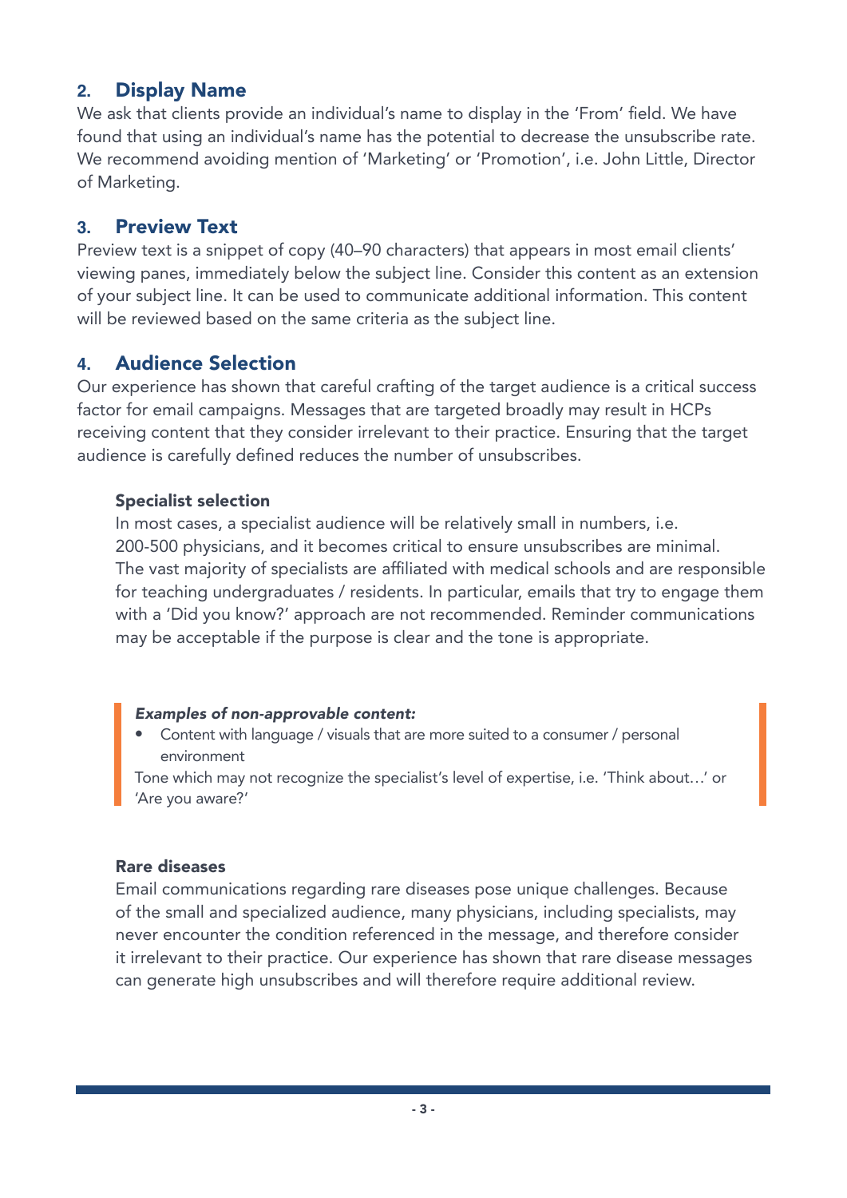## 2. Display Name

We ask that clients provide an individual's name to display in the 'From' field. We have found that using an individual's name has the potential to decrease the unsubscribe rate. We recommend avoiding mention of 'Marketing' or 'Promotion', i.e. John Little, Director of Marketing.

## 3. Preview Text

Preview text is a snippet of copy (40–90 characters) that appears in most email clients' viewing panes, immediately below the subject line. Consider this content as an extension of your subject line. It can be used to communicate additional information. This content will be reviewed based on the same criteria as the subject line.

## 4. Audience Selection

Our experience has shown that careful crafting of the target audience is a critical success factor for email campaigns. Messages that are targeted broadly may result in HCPs receiving content that they consider irrelevant to their practice. Ensuring that the target audience is carefully defined reduces the number of unsubscribes.

### Specialist selection

In most cases, a specialist audience will be relatively small in numbers, i.e. 200-500 physicians, and it becomes critical to ensure unsubscribes are minimal. The vast majority of specialists are affiliated with medical schools and are responsible for teaching undergraduates / residents. In particular, emails that try to engage them with a 'Did you know?' approach are not recommended. Reminder communications may be acceptable if the purpose is clear and the tone is appropriate.

> ***Examples of non-approvable content:***
> - Content with language / visuals that are more suited to a consumer / personal environment
>
> Tone which may not recognize the specialist's level of expertise, i.e. 'Think about…' or 'Are you aware?'

### Rare diseases

Email communications regarding rare diseases pose unique challenges. Because of the small and specialized audience, many physicians, including specialists, may never encounter the condition referenced in the message, and therefore consider it irrelevant to their practice. Our experience has shown that rare disease messages can generate high unsubscribes and will therefore require additional review.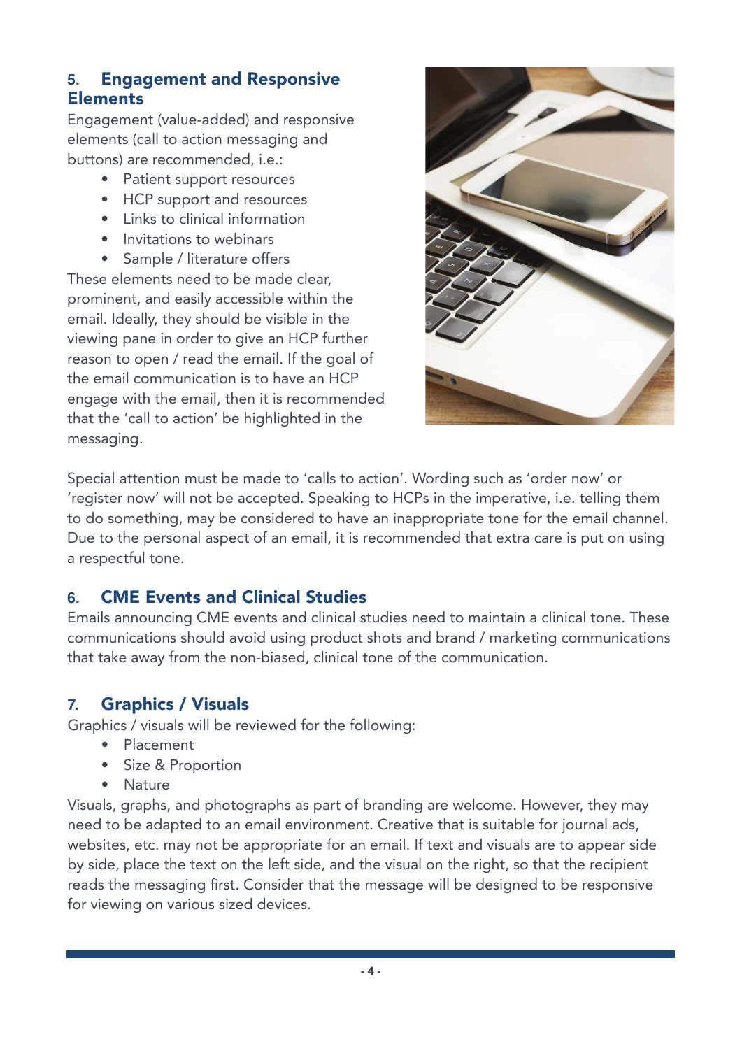## 5. Engagement and Responsive Elements

Engagement (value-added) and responsive elements (call to action messaging and buttons) are recommended, i.e.:

- Patient support resources
- HCP support and resources
- Links to clinical information
- Invitations to webinars
- Sample / literature offers

These elements need to be made clear, prominent, and easily accessible within the email. Ideally, they should be visible in the viewing pane in order to give an HCP further reason to open / read the email. If the goal of the email communication is to have an HCP engage with the email, then it is recommended that the 'call to action' be highlighted in the messaging.

Special attention must be made to 'calls to action'. Wording such as 'order now' or 'register now' will not be accepted. Speaking to HCPs in the imperative, i.e. telling them to do something, may be considered to have an inappropriate tone for the email channel. Due to the personal aspect of an email, it is recommended that extra care is put on using a respectful tone.

## 6. CME Events and Clinical Studies

Emails announcing CME events and clinical studies need to maintain a clinical tone. These communications should avoid using product shots and brand / marketing communications that take away from the non-biased, clinical tone of the communication.

## 7. Graphics / Visuals

Graphics / visuals will be reviewed for the following:

- Placement
- Size & Proportion
- Nature

Visuals, graphs, and photographs as part of branding are welcome. However, they may need to be adapted to an email environment. Creative that is suitable for journal ads, websites, etc. may not be appropriate for an email. If text and visuals are to appear side by side, place the text on the left side, and the visual on the right, so that the recipient reads the messaging first. Consider that the message will be designed to be responsive for viewing on various sized devices.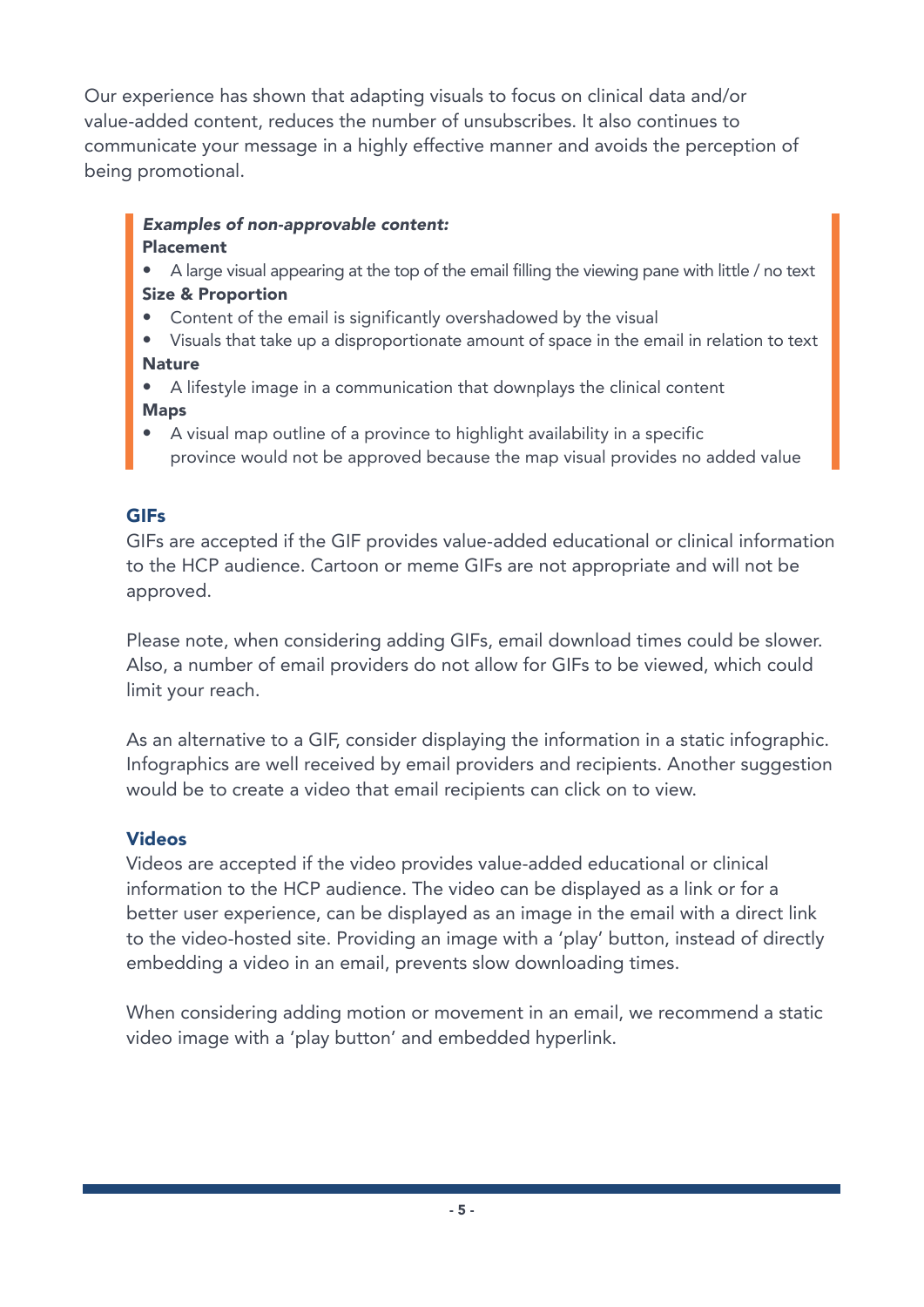Our experience has shown that adapting visuals to focus on clinical data and/or value-added content, reduces the number of unsubscribes. It also continues to communicate your message in a highly effective manner and avoids the perception of being promotional.

> ***Examples of non-approvable content:***
>
> **Placement**
> - A large visual appearing at the top of the email filling the viewing pane with little / no text
>
> **Size & Proportion**
> - Content of the email is significantly overshadowed by the visual
> - Visuals that take up a disproportionate amount of space in the email in relation to text
>
> **Nature**
> - A lifestyle image in a communication that downplays the clinical content
>
> **Maps**
> - A visual map outline of a province to highlight availability in a specific province would not be approved because the map visual provides no added value

### GIFs

GIFs are accepted if the GIF provides value-added educational or clinical information to the HCP audience. Cartoon or meme GIFs are not appropriate and will not be approved.

Please note, when considering adding GIFs, email download times could be slower. Also, a number of email providers do not allow for GIFs to be viewed, which could limit your reach.

As an alternative to a GIF, consider displaying the information in a static infographic. Infographics are well received by email providers and recipients. Another suggestion would be to create a video that email recipients can click on to view.

### Videos

Videos are accepted if the video provides value-added educational or clinical information to the HCP audience. The video can be displayed as a link or for a better user experience, can be displayed as an image in the email with a direct link to the video-hosted site. Providing an image with a 'play' button, instead of directly embedding a video in an email, prevents slow downloading times.

When considering adding motion or movement in an email, we recommend a static video image with a 'play button' and embedded hyperlink.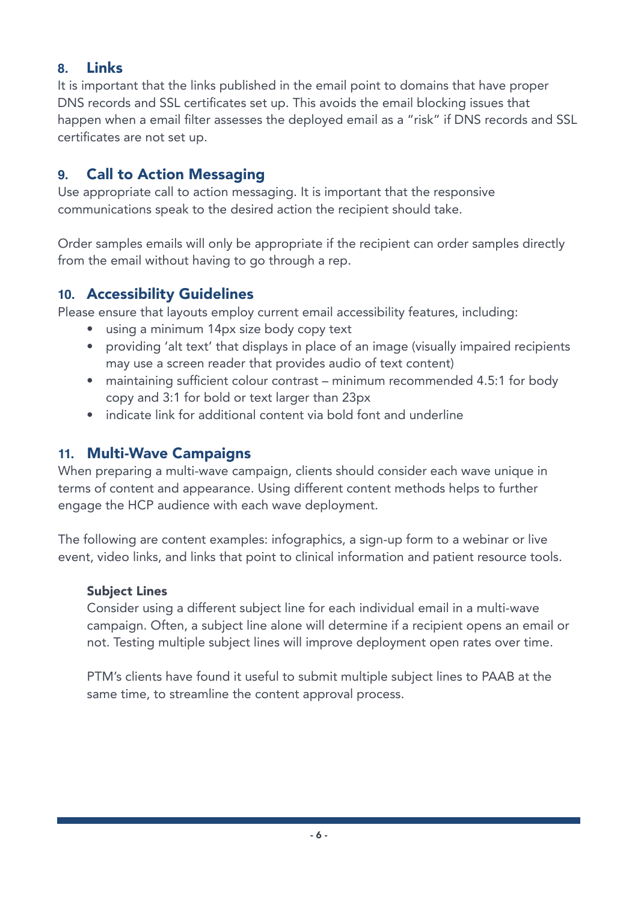## 8. Links

It is important that the links published in the email point to domains that have proper DNS records and SSL certificates set up. This avoids the email blocking issues that happen when a email filter assesses the deployed email as a "risk" if DNS records and SSL certificates are not set up.

## 9. Call to Action Messaging

Use appropriate call to action messaging. It is important that the responsive communications speak to the desired action the recipient should take.

Order samples emails will only be appropriate if the recipient can order samples directly from the email without having to go through a rep.

## 10. Accessibility Guidelines

Please ensure that layouts employ current email accessibility features, including:

- using a minimum 14px size body copy text
- providing 'alt text' that displays in place of an image (visually impaired recipients may use a screen reader that provides audio of text content)
- maintaining sufficient colour contrast – minimum recommended 4.5:1 for body copy and 3:1 for bold or text larger than 23px
- indicate link for additional content via bold font and underline

## 11. Multi-Wave Campaigns

When preparing a multi-wave campaign, clients should consider each wave unique in terms of content and appearance. Using different content methods helps to further engage the HCP audience with each wave deployment.

The following are content examples: infographics, a sign-up form to a webinar or live event, video links, and links that point to clinical information and patient resource tools.

### Subject Lines

Consider using a different subject line for each individual email in a multi-wave campaign. Often, a subject line alone will determine if a recipient opens an email or not. Testing multiple subject lines will improve deployment open rates over time.

PTM's clients have found it useful to submit multiple subject lines to PAAB at the same time, to streamline the content approval process.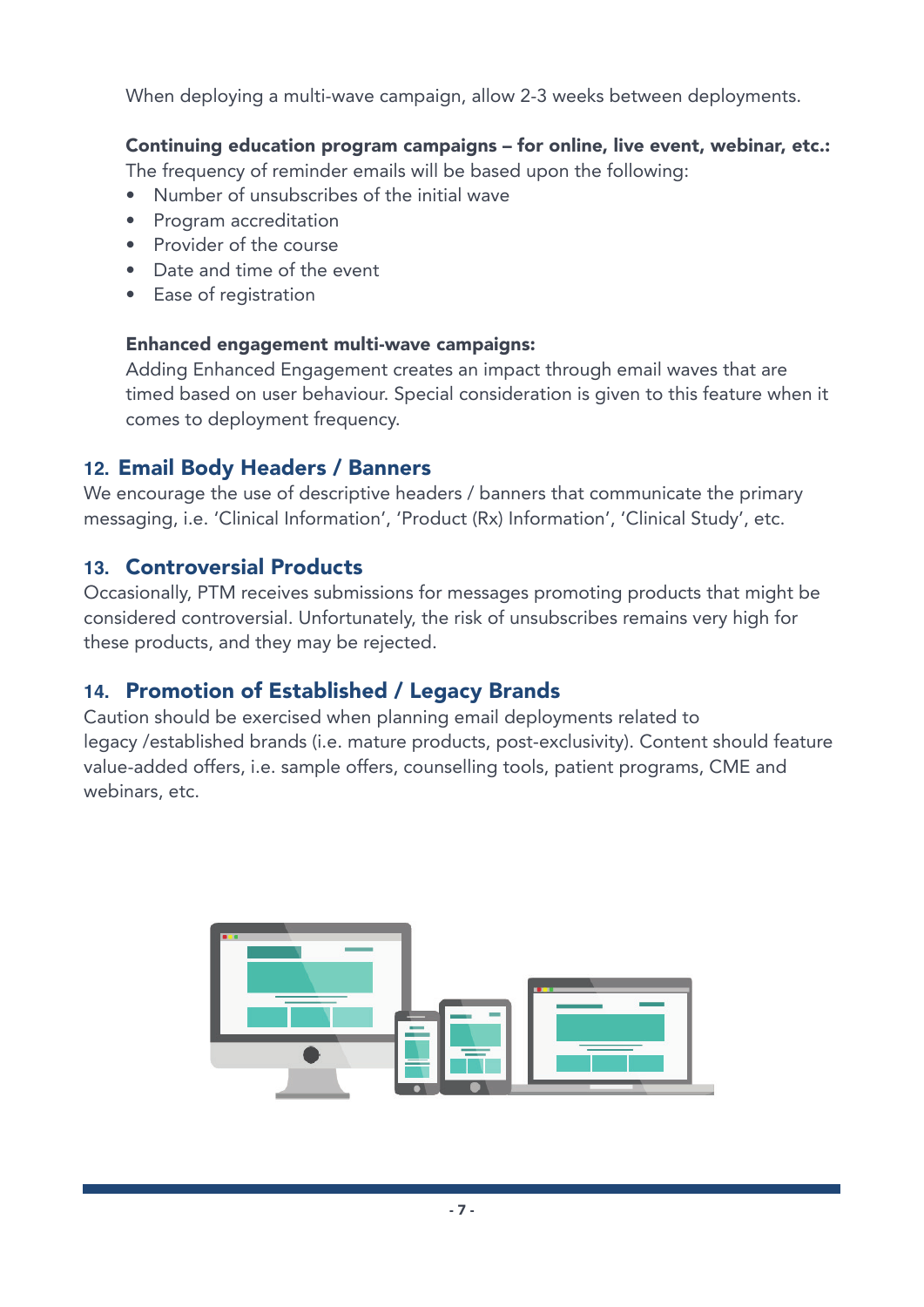When deploying a multi-wave campaign, allow 2-3 weeks between deployments.

**Continuing education program campaigns – for online, live event, webinar, etc.:**
The frequency of reminder emails will be based upon the following:

- Number of unsubscribes of the initial wave
- Program accreditation
- Provider of the course
- Date and time of the event
- Ease of registration

**Enhanced engagement multi-wave campaigns:**
Adding Enhanced Engagement creates an impact through email waves that are timed based on user behaviour. Special consideration is given to this feature when it comes to deployment frequency.

## 12. Email Body Headers / Banners

We encourage the use of descriptive headers / banners that communicate the primary messaging, i.e. 'Clinical Information', 'Product (Rx) Information', 'Clinical Study', etc.

## 13. Controversial Products

Occasionally, PTM receives submissions for messages promoting products that might be considered controversial. Unfortunately, the risk of unsubscribes remains very high for these products, and they may be rejected.

## 14. Promotion of Established / Legacy Brands

Caution should be exercised when planning email deployments related to legacy /established brands (i.e. mature products, post-exclusivity). Content should feature value-added offers, i.e. sample offers, counselling tools, patient programs, CME and webinars, etc.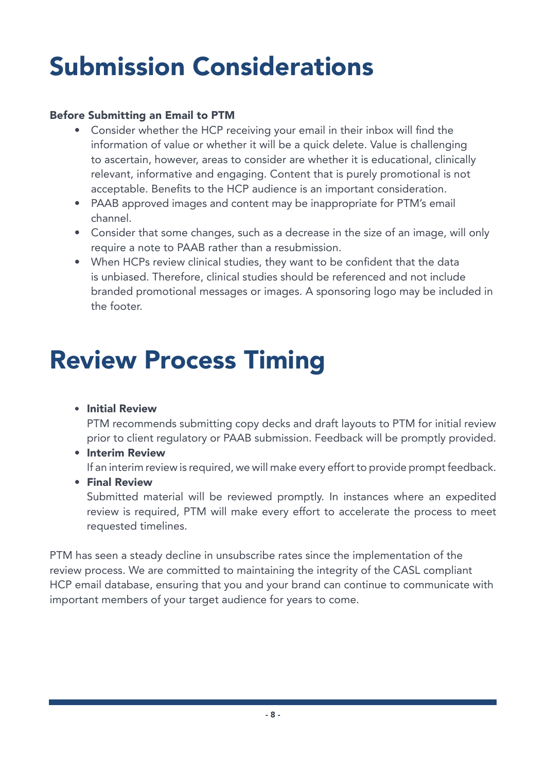# Submission Considerations

**Before Submitting an Email to PTM**

- Consider whether the HCP receiving your email in their inbox will find the information of value or whether it will be a quick delete. Value is challenging to ascertain, however, areas to consider are whether it is educational, clinically relevant, informative and engaging. Content that is purely promotional is not acceptable. Benefits to the HCP audience is an important consideration.
- PAAB approved images and content may be inappropriate for PTM's email channel.
- Consider that some changes, such as a decrease in the size of an image, will only require a note to PAAB rather than a resubmission.
- When HCPs review clinical studies, they want to be confident that the data is unbiased. Therefore, clinical studies should be referenced and not include branded promotional messages or images. A sponsoring logo may be included in the footer.

# Review Process Timing

- **Initial Review**
  PTM recommends submitting copy decks and draft layouts to PTM for initial review prior to client regulatory or PAAB submission. Feedback will be promptly provided.
- **Interim Review**
  If an interim review is required, we will make every effort to provide prompt feedback.
- **Final Review**
  Submitted material will be reviewed promptly. In instances where an expedited review is required, PTM will make every effort to accelerate the process to meet requested timelines.

PTM has seen a steady decline in unsubscribe rates since the implementation of the review process. We are committed to maintaining the integrity of the CASL compliant HCP email database, ensuring that you and your brand can continue to communicate with important members of your target audience for years to come.